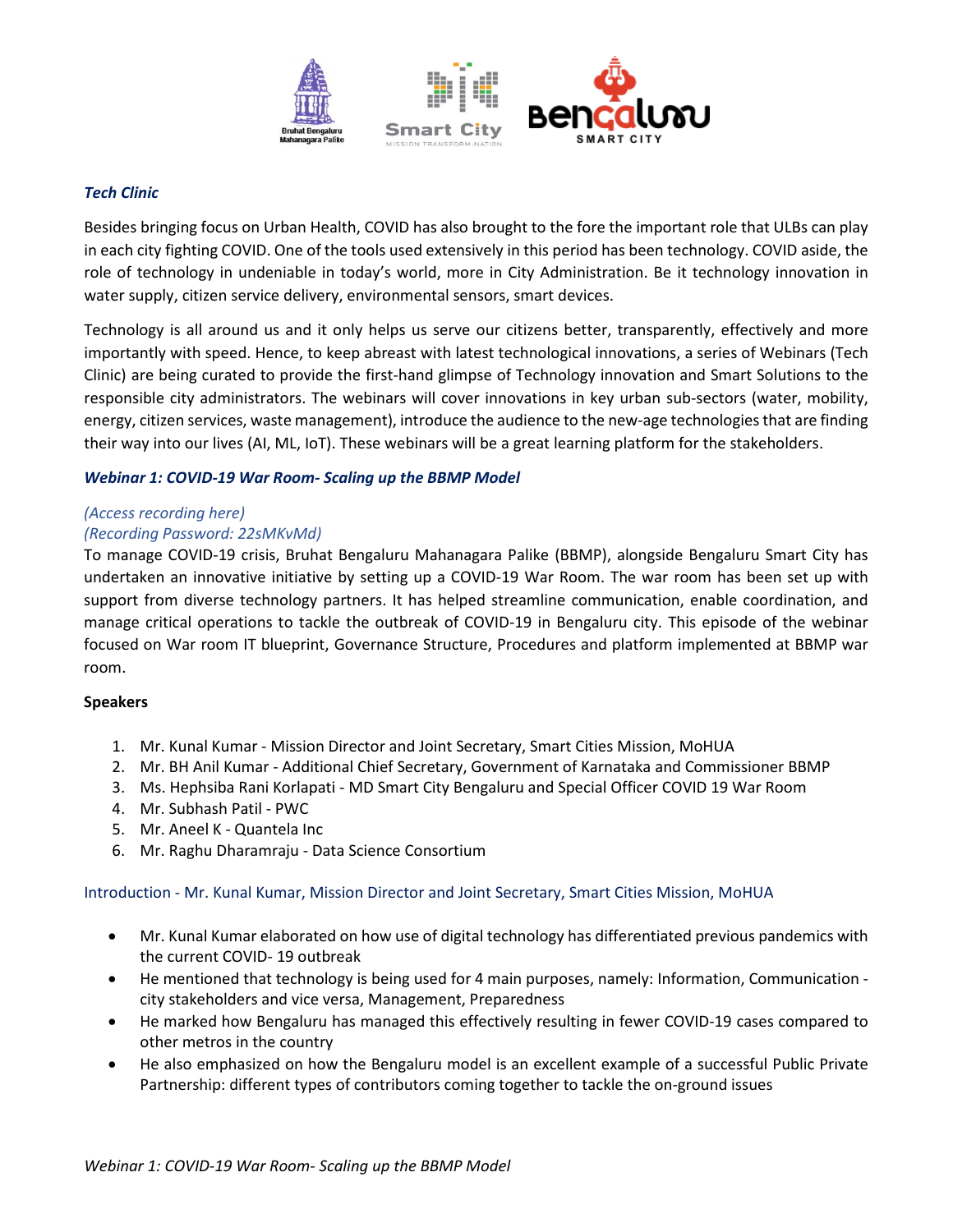***Tech Clinic***

Besides bringing focus on Urban Health, COVID has also brought to the fore the important role that ULBs can play in each city fighting COVID. One of the tools used extensively in this period has been technology. COVID aside, the role of technology in undeniable in today's world, more in City Administration. Be it technology innovation in water supply, citizen service delivery, environmental sensors, smart devices.

Technology is all around us and it only helps us serve our citizens better, transparently, effectively and more importantly with speed. Hence, to keep abreast with latest technological innovations, a series of Webinars (Tech Clinic) are being curated to provide the first-hand glimpse of Technology innovation and Smart Solutions to the responsible city administrators. The webinars will cover innovations in key urban sub-sectors (water, mobility, energy, citizen services, waste management), introduce the audience to the new-age technologies that are finding their way into our lives (AI, ML, IoT). These webinars will be a great learning platform for the stakeholders.

***Webinar 1: COVID-19 War Room- Scaling up the BBMP Model***

*(Access recording here)*
*(Recording Password: 22sMKvMd)*

To manage COVID-19 crisis, Bruhat Bengaluru Mahanagara Palike (BBMP), alongside Bengaluru Smart City has undertaken an innovative initiative by setting up a COVID-19 War Room. The war room has been set up with support from diverse technology partners. It has helped streamline communication, enable coordination, and manage critical operations to tackle the outbreak of COVID-19 in Bengaluru city. This episode of the webinar focused on War room IT blueprint, Governance Structure, Procedures and platform implemented at BBMP war room.

**Speakers**

1. Mr. Kunal Kumar - Mission Director and Joint Secretary, Smart Cities Mission, MoHUA
2. Mr. BH Anil Kumar - Additional Chief Secretary, Government of Karnataka and Commissioner BBMP
3. Ms. Hephsiba Rani Korlapati - MD Smart City Bengaluru and Special Officer COVID 19 War Room
4. Mr. Subhash Patil - PWC
5. Mr. Aneel K - Quantela Inc
6. Mr. Raghu Dharamraju - Data Science Consortium

Introduction - Mr. Kunal Kumar, Mission Director and Joint Secretary, Smart Cities Mission, MoHUA

- Mr. Kunal Kumar elaborated on how use of digital technology has differentiated previous pandemics with the current COVID- 19 outbreak
- He mentioned that technology is being used for 4 main purposes, namely: Information, Communication - city stakeholders and vice versa, Management, Preparedness
- He marked how Bengaluru has managed this effectively resulting in fewer COVID-19 cases compared to other metros in the country
- He also emphasized on how the Bengaluru model is an excellent example of a successful Public Private Partnership: different types of contributors coming together to tackle the on-ground issues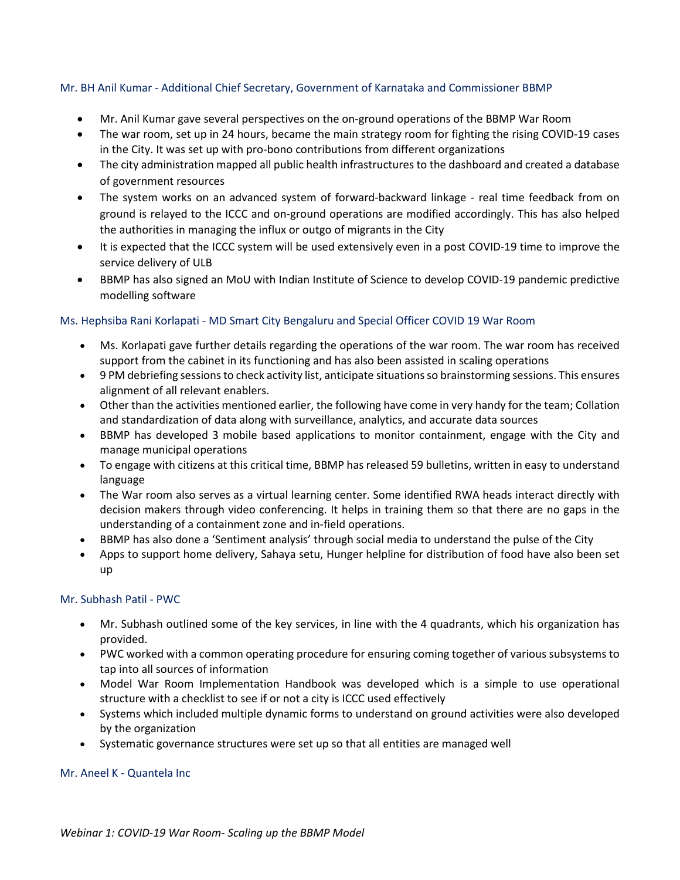### Mr. BH Anil Kumar - Additional Chief Secretary, Government of Karnataka and Commissioner BBMP

- Mr. Anil Kumar gave several perspectives on the on-ground operations of the BBMP War Room
- The war room, set up in 24 hours, became the main strategy room for fighting the rising COVID-19 cases in the City. It was set up with pro-bono contributions from different organizations
- The city administration mapped all public health infrastructures to the dashboard and created a database of government resources
- The system works on an advanced system of forward-backward linkage - real time feedback from on ground is relayed to the ICCC and on-ground operations are modified accordingly. This has also helped the authorities in managing the influx or outgo of migrants in the City
- It is expected that the ICCC system will be used extensively even in a post COVID-19 time to improve the service delivery of ULB
- BBMP has also signed an MoU with Indian Institute of Science to develop COVID-19 pandemic predictive modelling software

### Ms. Hephsiba Rani Korlapati - MD Smart City Bengaluru and Special Officer COVID 19 War Room

- Ms. Korlapati gave further details regarding the operations of the war room. The war room has received support from the cabinet in its functioning and has also been assisted in scaling operations
- 9 PM debriefing sessions to check activity list, anticipate situations so brainstorming sessions. This ensures alignment of all relevant enablers.
- Other than the activities mentioned earlier, the following have come in very handy for the team; Collation and standardization of data along with surveillance, analytics, and accurate data sources
- BBMP has developed 3 mobile based applications to monitor containment, engage with the City and manage municipal operations
- To engage with citizens at this critical time, BBMP has released 59 bulletins, written in easy to understand language
- The War room also serves as a virtual learning center. Some identified RWA heads interact directly with decision makers through video conferencing. It helps in training them so that there are no gaps in the understanding of a containment zone and in-field operations.
- BBMP has also done a 'Sentiment analysis' through social media to understand the pulse of the City
- Apps to support home delivery, Sahaya setu, Hunger helpline for distribution of food have also been set up

### Mr. Subhash Patil - PWC

- Mr. Subhash outlined some of the key services, in line with the 4 quadrants, which his organization has provided.
- PWC worked with a common operating procedure for ensuring coming together of various subsystems to tap into all sources of information
- Model War Room Implementation Handbook was developed which is a simple to use operational structure with a checklist to see if or not a city is ICCC used effectively
- Systems which included multiple dynamic forms to understand on ground activities were also developed by the organization
- Systematic governance structures were set up so that all entities are managed well

### Mr. Aneel K - Quantela Inc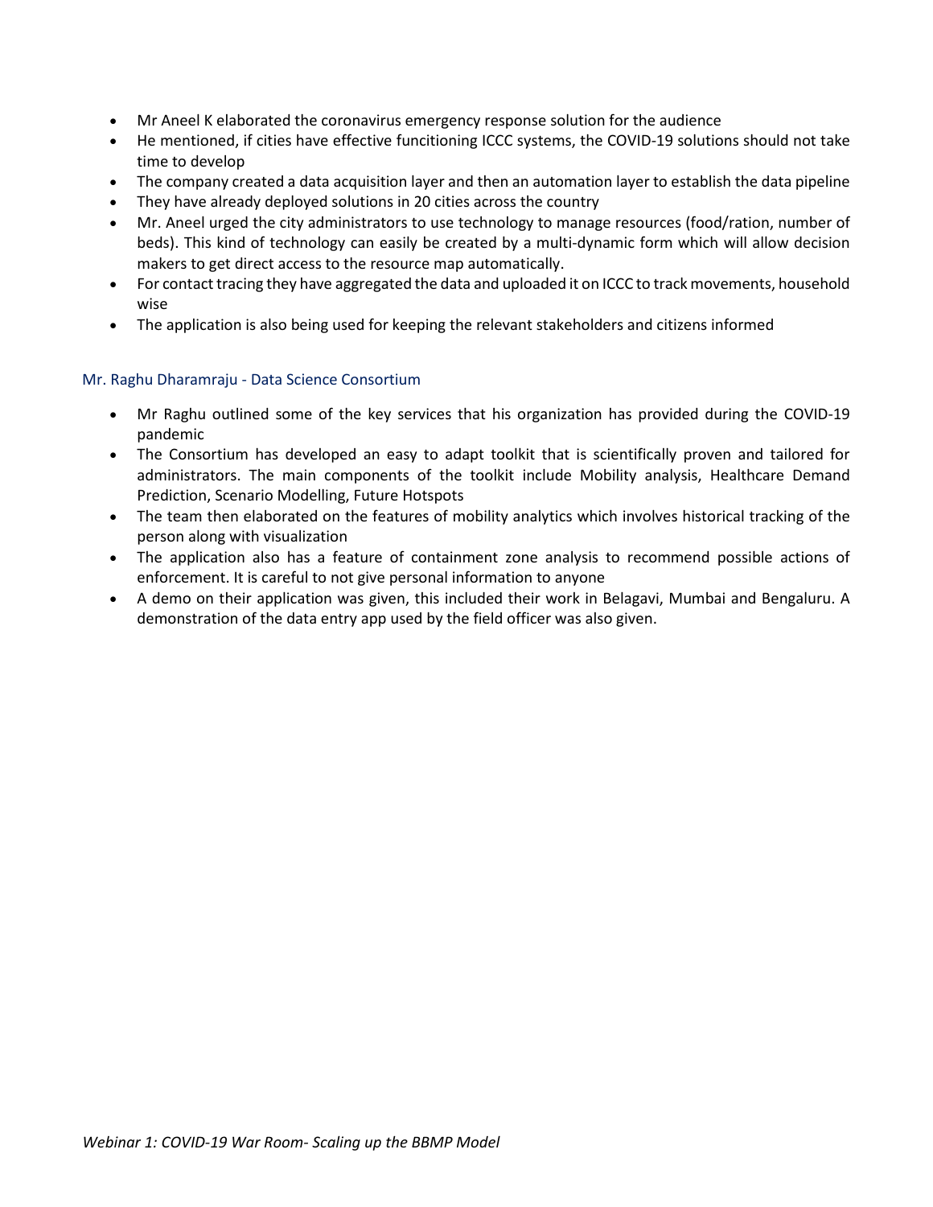- Mr Aneel K elaborated the coronavirus emergency response solution for the audience
- He mentioned, if cities have effective funcitioning ICCC systems, the COVID-19 solutions should not take time to develop
- The company created a data acquisition layer and then an automation layer to establish the data pipeline
- They have already deployed solutions in 20 cities across the country
- Mr. Aneel urged the city administrators to use technology to manage resources (food/ration, number of beds). This kind of technology can easily be created by a multi-dynamic form which will allow decision makers to get direct access to the resource map automatically.
- For contact tracing they have aggregated the data and uploaded it on ICCC to track movements, household wise
- The application is also being used for keeping the relevant stakeholders and citizens informed

### Mr. Raghu Dharamraju - Data Science Consortium

- Mr Raghu outlined some of the key services that his organization has provided during the COVID-19 pandemic
- The Consortium has developed an easy to adapt toolkit that is scientifically proven and tailored for administrators. The main components of the toolkit include Mobility analysis, Healthcare Demand Prediction, Scenario Modelling, Future Hotspots
- The team then elaborated on the features of mobility analytics which involves historical tracking of the person along with visualization
- The application also has a feature of containment zone analysis to recommend possible actions of enforcement. It is careful to not give personal information to anyone
- A demo on their application was given, this included their work in Belagavi, Mumbai and Bengaluru. A demonstration of the data entry app used by the field officer was also given.